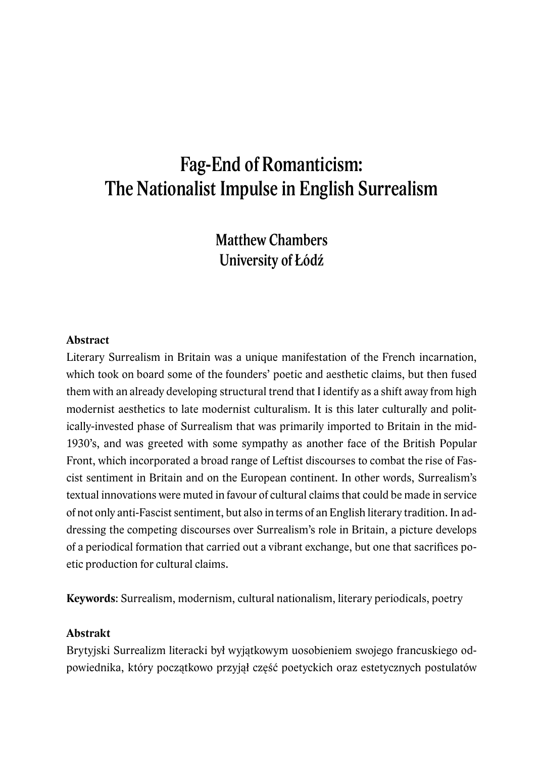# Fag-End of Romanticism: The Nationalist Impulse in English Surrealism

**Matthew Chambers**
**University of Łódź**

**Abstract**

Literary Surrealism in Britain was a unique manifestation of the French incarnation, which took on board some of the founders' poetic and aesthetic claims, but then fused them with an already developing structural trend that I identify as a shift away from high modernist aesthetics to late modernist culturalism. It is this later culturally and politically-invested phase of Surrealism that was primarily imported to Britain in the mid-1930's, and was greeted with some sympathy as another face of the British Popular Front, which incorporated a broad range of Leftist discourses to combat the rise of Fascist sentiment in Britain and on the European continent. In other words, Surrealism's textual innovations were muted in favour of cultural claims that could be made in service of not only anti-Fascist sentiment, but also in terms of an English literary tradition. In addressing the competing discourses over Surrealism's role in Britain, a picture develops of a periodical formation that carried out a vibrant exchange, but one that sacrifices poetic production for cultural claims.

**Keywords**: Surrealism, modernism, cultural nationalism, literary periodicals, poetry

**Abstrakt**

Brytyjski Surrealizm literacki był wyjątkowym uosobieniem swojego francuskiego odpowiednika, który początkowo przyjął część poetyckich oraz estetycznych postulatów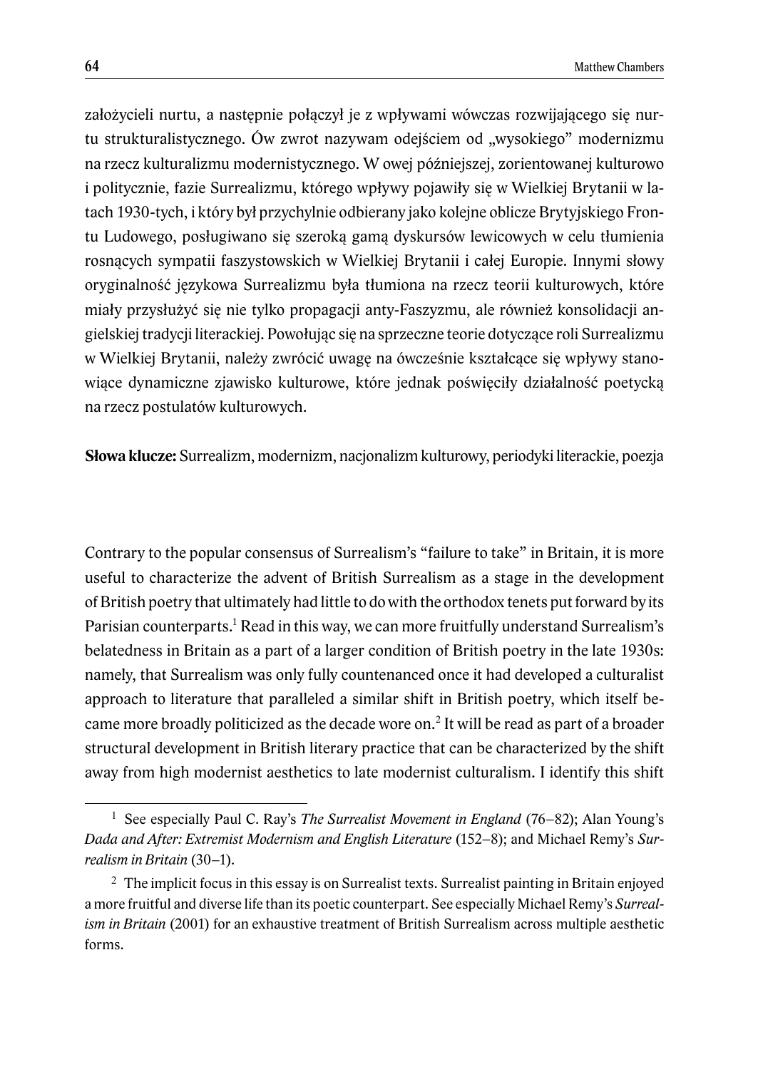założycieli nurtu, a następnie połączył je z wpływami wówczas rozwijającego się nurtu strukturalistycznego. Ów zwrot nazywam odejściem od „wysokiego" modernizmu na rzecz kulturalizmu modernistycznego. W owej późniejszej, zorientowanej kulturowo i politycznie, fazie Surrealizmu, którego wpływy pojawiły się w Wielkiej Brytanii w latach 1930-tych, i który był przychylnie odbierany jako kolejne oblicze Brytyjskiego Frontu Ludowego, posługiwano się szeroką gamą dyskursów lewicowych w celu tłumienia rosnących sympatii faszystowskich w Wielkiej Brytanii i całej Europie. Innymi słowy oryginalność językowa Surrealizmu była tłumiona na rzecz teorii kulturowych, które miały przysłużyć się nie tylko propagacji anty-Faszyzmu, ale również konsolidacji angielskiej tradycji literackiej. Powołując się na sprzeczne teorie dotyczące roli Surrealizmu w Wielkiej Brytanii, należy zwrócić uwagę na ówcześnie kształcące się wpływy stanowiące dynamiczne zjawisko kulturowe, które jednak poświęciły działalność poetycką na rzecz postulatów kulturowych.

**Słowa klucze:** Surrealizm, modernizm, nacjonalizm kulturowy, periodyki literackie, poezja

Contrary to the popular consensus of Surrealism's "failure to take" in Britain, it is more useful to characterize the advent of British Surrealism as a stage in the development of British poetry that ultimately had little to do with the orthodox tenets put forward by its Parisian counterparts.[1] Read in this way, we can more fruitfully understand Surrealism's belatedness in Britain as a part of a larger condition of British poetry in the late 1930s: namely, that Surrealism was only fully countenanced once it had developed a culturalist approach to literature that paralleled a similar shift in British poetry, which itself became more broadly politicized as the decade wore on.[2] It will be read as part of a broader structural development in British literary practice that can be characterized by the shift away from high modernist aesthetics to late modernist culturalism. I identify this shift

[1] See especially Paul C. Ray's *The Surrealist Movement in England* (76–82); Alan Young's *Dada and After: Extremist Modernism and English Literature* (152–8); and Michael Remy's *Surrealism in Britain* (30–1).

[2] The implicit focus in this essay is on Surrealist texts. Surrealist painting in Britain enjoyed a more fruitful and diverse life than its poetic counterpart. See especially Michael Remy's *Surrealism in Britain* (2001) for an exhaustive treatment of British Surrealism across multiple aesthetic forms.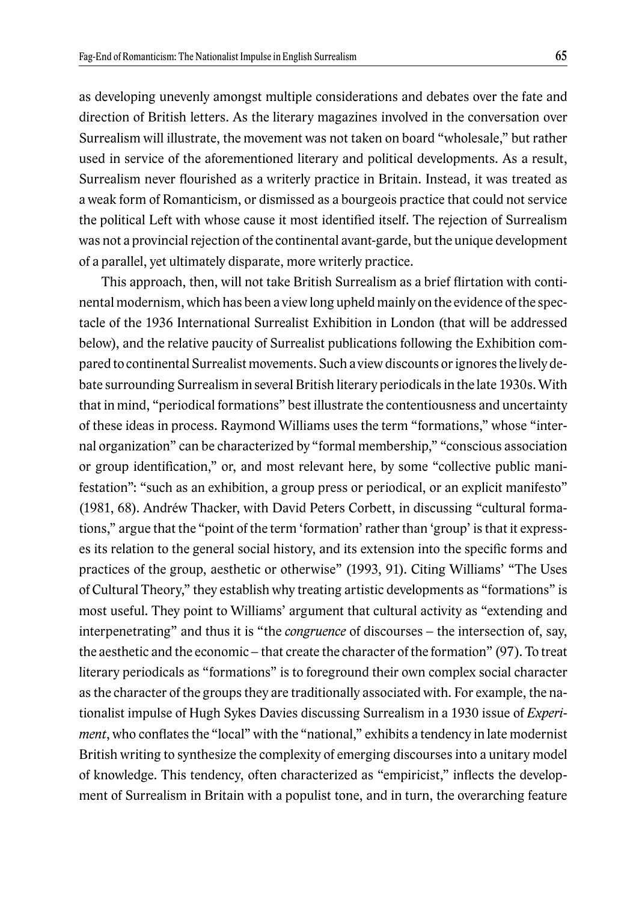as developing unevenly amongst multiple considerations and debates over the fate and direction of British letters. As the literary magazines involved in the conversation over Surrealism will illustrate, the movement was not taken on board "wholesale," but rather used in service of the aforementioned literary and political developments. As a result, Surrealism never flourished as a writerly practice in Britain. Instead, it was treated as a weak form of Romanticism, or dismissed as a bourgeois practice that could not service the political Left with whose cause it most identified itself. The rejection of Surrealism was not a provincial rejection of the continental avant-garde, but the unique development of a parallel, yet ultimately disparate, more writerly practice.

This approach, then, will not take British Surrealism as a brief flirtation with continental modernism, which has been a view long upheld mainly on the evidence of the spectacle of the 1936 International Surrealist Exhibition in London (that will be addressed below), and the relative paucity of Surrealist publications following the Exhibition compared to continental Surrealist movements. Such a view discounts or ignores the lively debate surrounding Surrealism in several British literary periodicals in the late 1930s. With that in mind, "periodical formations" best illustrate the contentiousness and uncertainty of these ideas in process. Raymond Williams uses the term "formations," whose "internal organization" can be characterized by "formal membership," "conscious association or group identification," or, and most relevant here, by some "collective public manifestation": "such as an exhibition, a group press or periodical, or an explicit manifesto" (1981, 68). Andréw Thacker, with David Peters Corbett, in discussing "cultural formations," argue that the "point of the term 'formation' rather than 'group' is that it expresses its relation to the general social history, and its extension into the specific forms and practices of the group, aesthetic or otherwise" (1993, 91). Citing Williams' "The Uses of Cultural Theory," they establish why treating artistic developments as "formations" is most useful. They point to Williams' argument that cultural activity as "extending and interpenetrating" and thus it is "the *congruence* of discourses – the intersection of, say, the aesthetic and the economic – that create the character of the formation" (97). To treat literary periodicals as "formations" is to foreground their own complex social character as the character of the groups they are traditionally associated with. For example, the nationalist impulse of Hugh Sykes Davies discussing Surrealism in a 1930 issue of *Experiment*, who conflates the "local" with the "national," exhibits a tendency in late modernist British writing to synthesize the complexity of emerging discourses into a unitary model of knowledge. This tendency, often characterized as "empiricist," inflects the development of Surrealism in Britain with a populist tone, and in turn, the overarching feature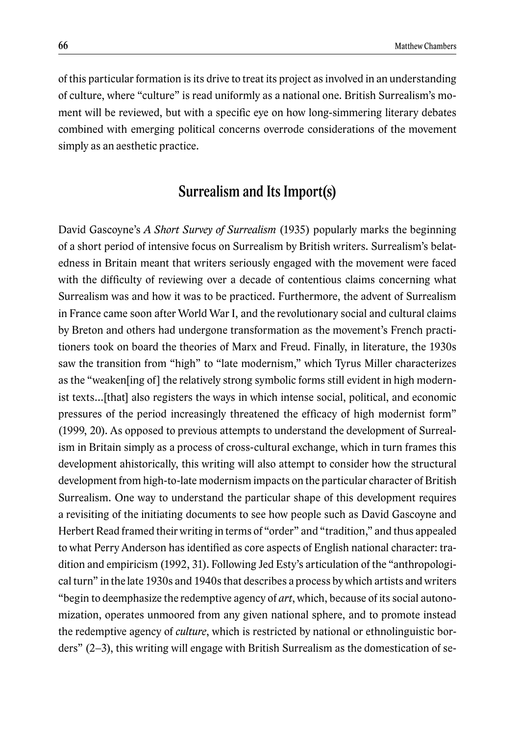of this particular formation is its drive to treat its project as involved in an understanding of culture, where "culture" is read uniformly as a national one. British Surrealism's moment will be reviewed, but with a specific eye on how long-simmering literary debates combined with emerging political concerns overrode considerations of the movement simply as an aesthetic practice.

## Surrealism and Its Import(s)

David Gascoyne's *A Short Survey of Surrealism* (1935) popularly marks the beginning of a short period of intensive focus on Surrealism by British writers. Surrealism's belatedness in Britain meant that writers seriously engaged with the movement were faced with the difficulty of reviewing over a decade of contentious claims concerning what Surrealism was and how it was to be practiced. Furthermore, the advent of Surrealism in France came soon after World War I, and the revolutionary social and cultural claims by Breton and others had undergone transformation as the movement's French practitioners took on board the theories of Marx and Freud. Finally, in literature, the 1930s saw the transition from "high" to "late modernism," which Tyrus Miller characterizes as the "weaken[ing of] the relatively strong symbolic forms still evident in high modernist texts…[that] also registers the ways in which intense social, political, and economic pressures of the period increasingly threatened the efficacy of high modernist form" (1999, 20). As opposed to previous attempts to understand the development of Surrealism in Britain simply as a process of cross-cultural exchange, which in turn frames this development ahistorically, this writing will also attempt to consider how the structural development from high-to-late modernism impacts on the particular character of British Surrealism. One way to understand the particular shape of this development requires a revisiting of the initiating documents to see how people such as David Gascoyne and Herbert Read framed their writing in terms of "order" and "tradition," and thus appealed to what Perry Anderson has identified as core aspects of English national character: tradition and empiricism (1992, 31). Following Jed Esty's articulation of the "anthropological turn" in the late 1930s and 1940s that describes a process by which artists and writers "begin to deemphasize the redemptive agency of *art*, which, because of its social autonomization, operates unmoored from any given national sphere, and to promote instead the redemptive agency of *culture*, which is restricted by national or ethnolinguistic borders" (2–3), this writing will engage with British Surrealism as the domestication of se-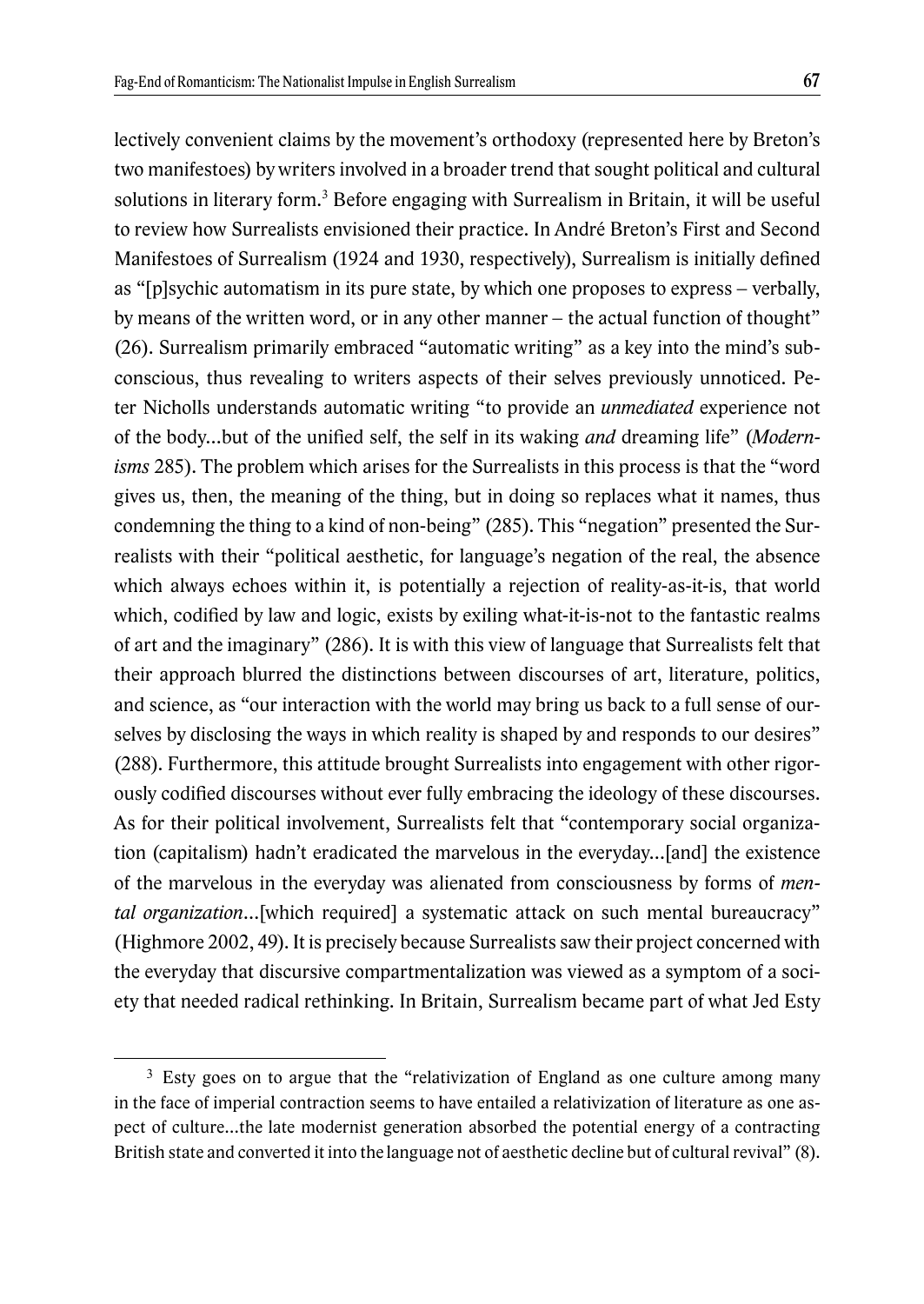lectively convenient claims by the movement's orthodoxy (represented here by Breton's two manifestoes) by writers involved in a broader trend that sought political and cultural solutions in literary form.[3] Before engaging with Surrealism in Britain, it will be useful to review how Surrealists envisioned their practice. In André Breton's First and Second Manifestoes of Surrealism (1924 and 1930, respectively), Surrealism is initially defined as "[p]sychic automatism in its pure state, by which one proposes to express – verbally, by means of the written word, or in any other manner – the actual function of thought" (26). Surrealism primarily embraced "automatic writing" as a key into the mind's subconscious, thus revealing to writers aspects of their selves previously unnoticed. Peter Nicholls understands automatic writing "to provide an *unmediated* experience not of the body...but of the unified self, the self in its waking *and* dreaming life" (*Modernisms* 285). The problem which arises for the Surrealists in this process is that the "word gives us, then, the meaning of the thing, but in doing so replaces what it names, thus condemning the thing to a kind of non-being" (285). This "negation" presented the Surrealists with their "political aesthetic, for language's negation of the real, the absence which always echoes within it, is potentially a rejection of reality-as-it-is, that world which, codified by law and logic, exists by exiling what-it-is-not to the fantastic realms of art and the imaginary" (286). It is with this view of language that Surrealists felt that their approach blurred the distinctions between discourses of art, literature, politics, and science, as "our interaction with the world may bring us back to a full sense of ourselves by disclosing the ways in which reality is shaped by and responds to our desires" (288). Furthermore, this attitude brought Surrealists into engagement with other rigorously codified discourses without ever fully embracing the ideology of these discourses. As for their political involvement, Surrealists felt that "contemporary social organization (capitalism) hadn't eradicated the marvelous in the everyday...[and] the existence of the marvelous in the everyday was alienated from consciousness by forms of *mental organization*...[which required] a systematic attack on such mental bureaucracy" (Highmore 2002, 49). It is precisely because Surrealists saw their project concerned with the everyday that discursive compartmentalization was viewed as a symptom of a society that needed radical rethinking. In Britain, Surrealism became part of what Jed Esty

[3] Esty goes on to argue that the "relativization of England as one culture among many in the face of imperial contraction seems to have entailed a relativization of literature as one aspect of culture...the late modernist generation absorbed the potential energy of a contracting British state and converted it into the language not of aesthetic decline but of cultural revival" (8).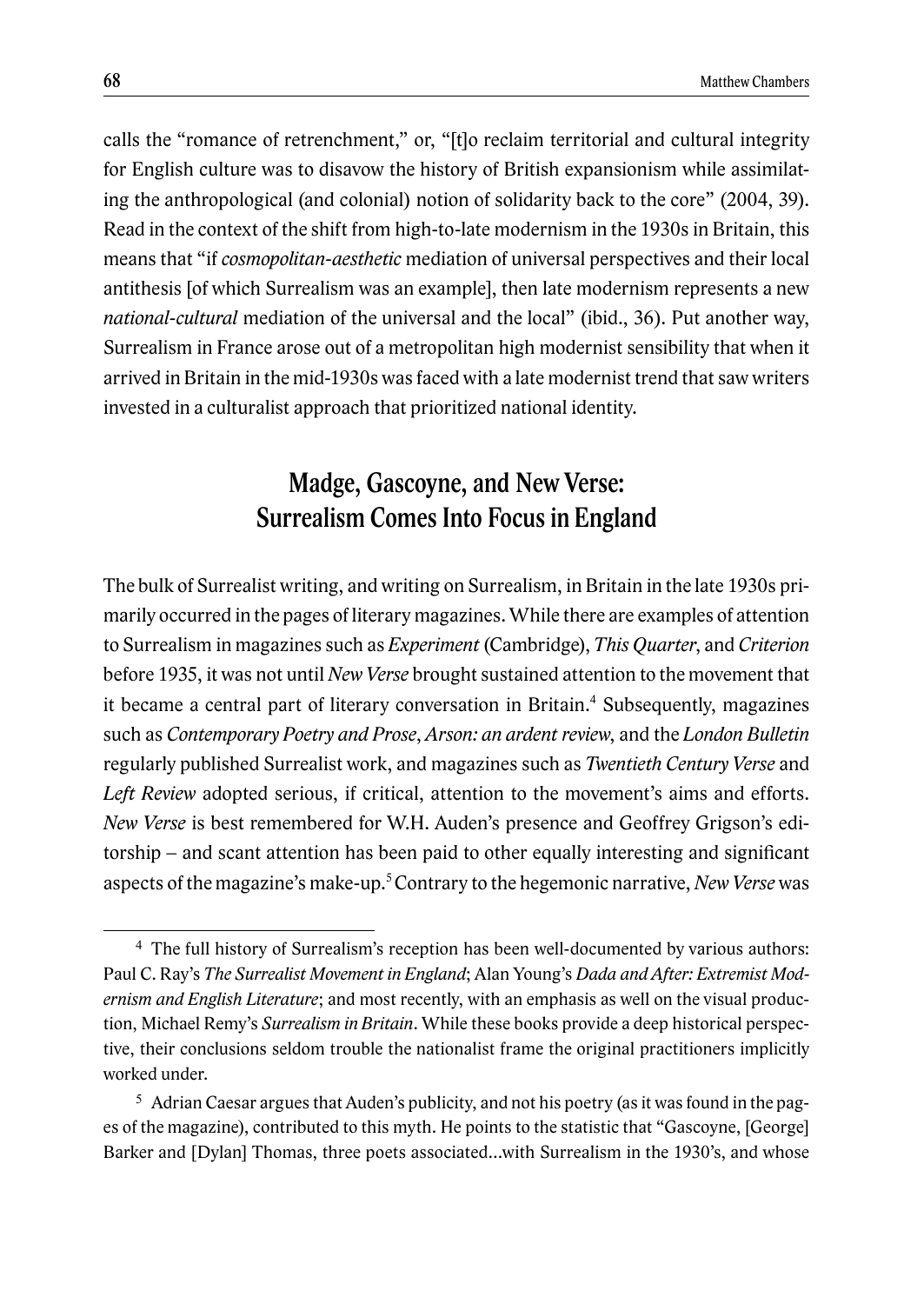calls the "romance of retrenchment," or, "[t]o reclaim territorial and cultural integrity for English culture was to disavow the history of British expansionism while assimilating the anthropological (and colonial) notion of solidarity back to the core" (2004, 39). Read in the context of the shift from high-to-late modernism in the 1930s in Britain, this means that "if *cosmopolitan-aesthetic* mediation of universal perspectives and their local antithesis [of which Surrealism was an example], then late modernism represents a new *national-cultural* mediation of the universal and the local" (ibid., 36). Put another way, Surrealism in France arose out of a metropolitan high modernist sensibility that when it arrived in Britain in the mid-1930s was faced with a late modernist trend that saw writers invested in a culturalist approach that prioritized national identity.

## Madge, Gascoyne, and New Verse: Surrealism Comes Into Focus in England

The bulk of Surrealist writing, and writing on Surrealism, in Britain in the late 1930s primarily occurred in the pages of literary magazines. While there are examples of attention to Surrealism in magazines such as *Experiment* (Cambridge), *This Quarter*, and *Criterion* before 1935, it was not until *New Verse* brought sustained attention to the movement that it became a central part of literary conversation in Britain.[4] Subsequently, magazines such as *Contemporary Poetry and Prose*, *Arson: an ardent review*, and the *London Bulletin* regularly published Surrealist work, and magazines such as *Twentieth Century Verse* and *Left Review* adopted serious, if critical, attention to the movement's aims and efforts. *New Verse* is best remembered for W.H. Auden's presence and Geoffrey Grigson's editorship – and scant attention has been paid to other equally interesting and significant aspects of the magazine's make-up.[5] Contrary to the hegemonic narrative, *New Verse* was

[4] The full history of Surrealism's reception has been well-documented by various authors: Paul C. Ray's *The Surrealist Movement in England*; Alan Young's *Dada and After: Extremist Modernism and English Literature*; and most recently, with an emphasis as well on the visual production, Michael Remy's *Surrealism in Britain*. While these books provide a deep historical perspective, their conclusions seldom trouble the nationalist frame the original practitioners implicitly worked under.

[5] Adrian Caesar argues that Auden's publicity, and not his poetry (as it was found in the pages of the magazine), contributed to this myth. He points to the statistic that "Gascoyne, [George] Barker and [Dylan] Thomas, three poets associated...with Surrealism in the 1930's, and whose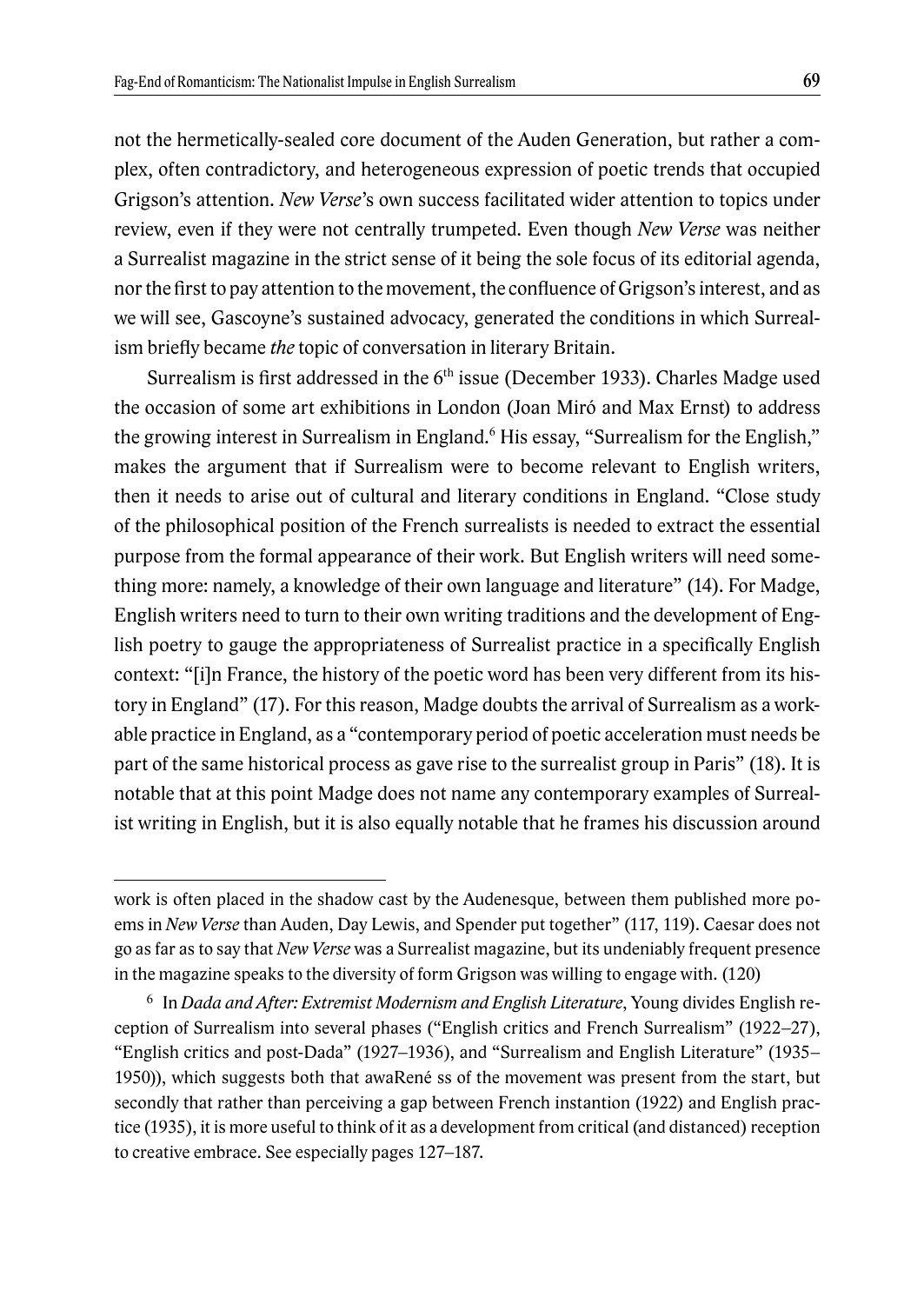not the hermetically-sealed core document of the Auden Generation, but rather a complex, often contradictory, and heterogeneous expression of poetic trends that occupied Grigson's attention. *New Verse*'s own success facilitated wider attention to topics under review, even if they were not centrally trumpeted. Even though *New Verse* was neither a Surrealist magazine in the strict sense of it being the sole focus of its editorial agenda, nor the first to pay attention to the movement, the confluence of Grigson's interest, and as we will see, Gascoyne's sustained advocacy, generated the conditions in which Surrealism briefly became *the* topic of conversation in literary Britain.

Surrealism is first addressed in the 6th issue (December 1933). Charles Madge used the occasion of some art exhibitions in London (Joan Miró and Max Ernst) to address the growing interest in Surrealism in England.[6] His essay, "Surrealism for the English," makes the argument that if Surrealism were to become relevant to English writers, then it needs to arise out of cultural and literary conditions in England. "Close study of the philosophical position of the French surrealists is needed to extract the essential purpose from the formal appearance of their work. But English writers will need something more: namely, a knowledge of their own language and literature" (14). For Madge, English writers need to turn to their own writing traditions and the development of English poetry to gauge the appropriateness of Surrealist practice in a specifically English context: "[i]n France, the history of the poetic word has been very different from its history in England" (17). For this reason, Madge doubts the arrival of Surrealism as a workable practice in England, as a "contemporary period of poetic acceleration must needs be part of the same historical process as gave rise to the surrealist group in Paris" (18). It is notable that at this point Madge does not name any contemporary examples of Surrealist writing in English, but it is also equally notable that he frames his discussion around

---

work is often placed in the shadow cast by the Audenesque, between them published more poems in *New Verse* than Auden, Day Lewis, and Spender put together" (117, 119). Caesar does not go as far as to say that *New Verse* was a Surrealist magazine, but its undeniably frequent presence in the magazine speaks to the diversity of form Grigson was willing to engage with. (120)

[6] In *Dada and After: Extremist Modernism and English Literature*, Young divides English reception of Surrealism into several phases ("English critics and French Surrealism" (1922–27), "English critics and post-Dada" (1927–1936), and "Surrealism and English Literature" (1935–1950)), which suggests both that awaRené ss of the movement was present from the start, but secondly that rather than perceiving a gap between French instantion (1922) and English practice (1935), it is more useful to think of it as a development from critical (and distanced) reception to creative embrace. See especially pages 127–187.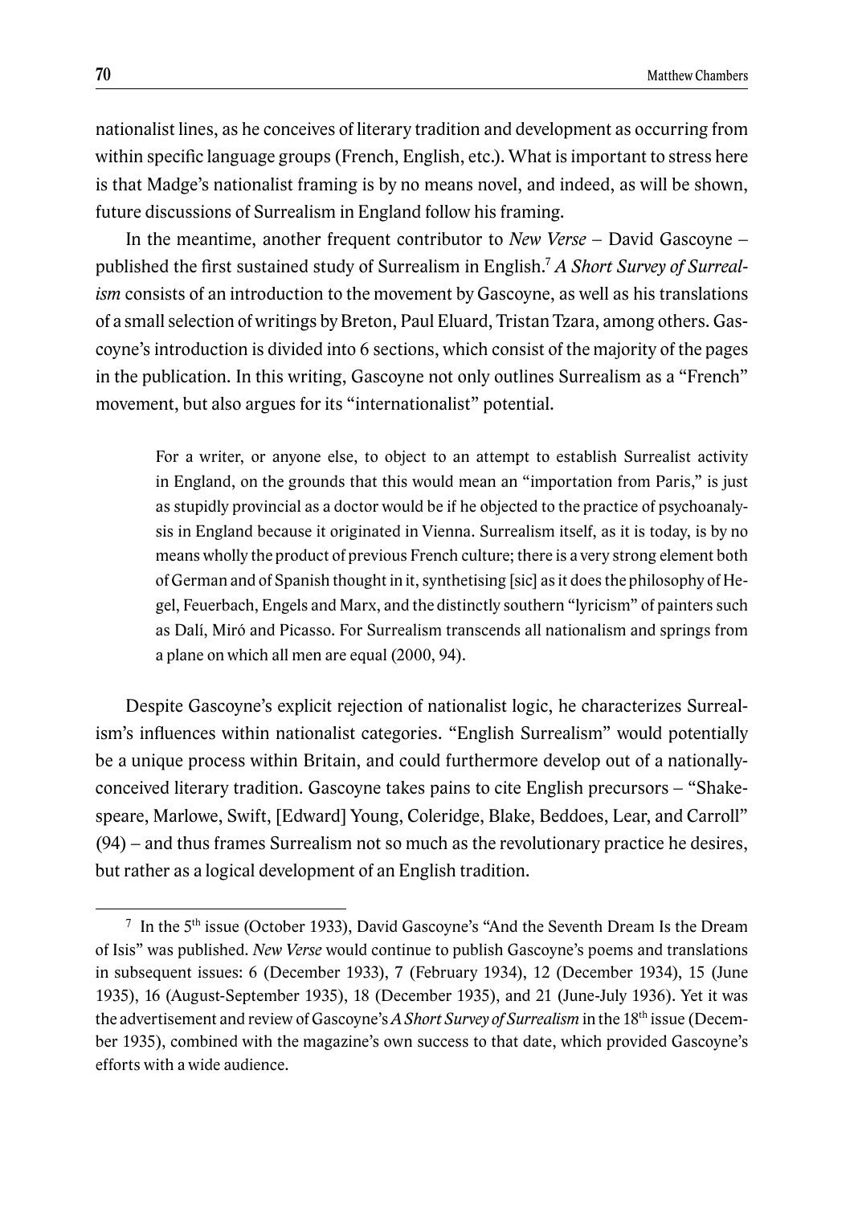nationalist lines, as he conceives of literary tradition and development as occurring from within specific language groups (French, English, etc.). What is important to stress here is that Madge's nationalist framing is by no means novel, and indeed, as will be shown, future discussions of Surrealism in England follow his framing.

In the meantime, another frequent contributor to *New Verse* – David Gascoyne – published the first sustained study of Surrealism in English.[7] *A Short Survey of Surrealism* consists of an introduction to the movement by Gascoyne, as well as his translations of a small selection of writings by Breton, Paul Eluard, Tristan Tzara, among others. Gascoyne's introduction is divided into 6 sections, which consist of the majority of the pages in the publication. In this writing, Gascoyne not only outlines Surrealism as a "French" movement, but also argues for its "internationalist" potential.

> For a writer, or anyone else, to object to an attempt to establish Surrealist activity in England, on the grounds that this would mean an "importation from Paris," is just as stupidly provincial as a doctor would be if he objected to the practice of psychoanalysis in England because it originated in Vienna. Surrealism itself, as it is today, is by no means wholly the product of previous French culture; there is a very strong element both of German and of Spanish thought in it, synthetising [sic] as it does the philosophy of Hegel, Feuerbach, Engels and Marx, and the distinctly southern "lyricism" of painters such as Dalí, Miró and Picasso. For Surrealism transcends all nationalism and springs from a plane on which all men are equal (2000, 94).

Despite Gascoyne's explicit rejection of nationalist logic, he characterizes Surrealism's influences within nationalist categories. "English Surrealism" would potentially be a unique process within Britain, and could furthermore develop out of a nationally-conceived literary tradition. Gascoyne takes pains to cite English precursors – "Shakespeare, Marlowe, Swift, [Edward] Young, Coleridge, Blake, Beddoes, Lear, and Carroll" (94) – and thus frames Surrealism not so much as the revolutionary practice he desires, but rather as a logical development of an English tradition.

---

[7] In the 5th issue (October 1933), David Gascoyne's "And the Seventh Dream Is the Dream of Isis" was published. *New Verse* would continue to publish Gascoyne's poems and translations in subsequent issues: 6 (December 1933), 7 (February 1934), 12 (December 1934), 15 (June 1935), 16 (August-September 1935), 18 (December 1935), and 21 (June-July 1936). Yet it was the advertisement and review of Gascoyne's *A Short Survey of Surrealism* in the 18th issue (December 1935), combined with the magazine's own success to that date, which provided Gascoyne's efforts with a wide audience.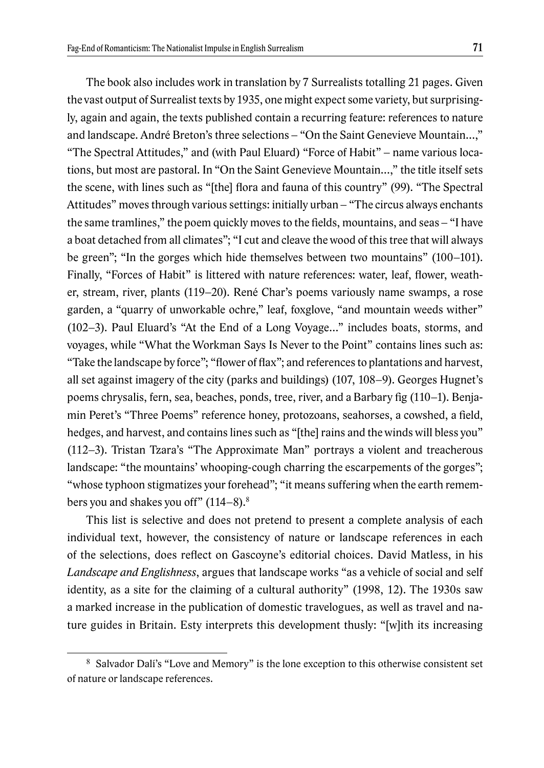The book also includes work in translation by 7 Surrealists totalling 21 pages. Given the vast output of Surrealist texts by 1935, one might expect some variety, but surprisingly, again and again, the texts published contain a recurring feature: references to nature and landscape. André Breton's three selections – "On the Saint Genevieve Mountain…," "The Spectral Attitudes," and (with Paul Eluard) "Force of Habit" – name various locations, but most are pastoral. In "On the Saint Genevieve Mountain…," the title itself sets the scene, with lines such as "[the] flora and fauna of this country" (99). "The Spectral Attitudes" moves through various settings: initially urban – "The circus always enchants the same tramlines," the poem quickly moves to the fields, mountains, and seas – "I have a boat detached from all climates"; "I cut and cleave the wood of this tree that will always be green"; "In the gorges which hide themselves between two mountains" (100–101). Finally, "Forces of Habit" is littered with nature references: water, leaf, flower, weather, stream, river, plants (119–20). René Char's poems variously name swamps, a rose garden, a "quarry of unworkable ochre," leaf, foxglove, "and mountain weeds wither" (102–3). Paul Eluard's "At the End of a Long Voyage..." includes boats, storms, and voyages, while "What the Workman Says Is Never to the Point" contains lines such as: "Take the landscape by force"; "flower of flax"; and references to plantations and harvest, all set against imagery of the city (parks and buildings) (107, 108–9). Georges Hugnet's poems chrysalis, fern, sea, beaches, ponds, tree, river, and a Barbary fig (110–1). Benjamin Peret's "Three Poems" reference honey, protozoans, seahorses, a cowshed, a field, hedges, and harvest, and contains lines such as "[the] rains and the winds will bless you" (112–3). Tristan Tzara's "The Approximate Man" portrays a violent and treacherous landscape: "the mountains' whooping-cough charring the escarpements of the gorges"; "whose typhoon stigmatizes your forehead"; "it means suffering when the earth remembers you and shakes you off" (114–8).[8]

This list is selective and does not pretend to present a complete analysis of each individual text, however, the consistency of nature or landscape references in each of the selections, does reflect on Gascoyne's editorial choices. David Matless, in his *Landscape and Englishness*, argues that landscape works "as a vehicle of social and self identity, as a site for the claiming of a cultural authority" (1998, 12). The 1930s saw a marked increase in the publication of domestic travelogues, as well as travel and nature guides in Britain. Esty interprets this development thusly: "[w]ith its increasing

---

[8] Salvador Dalí's "Love and Memory" is the lone exception to this otherwise consistent set of nature or landscape references.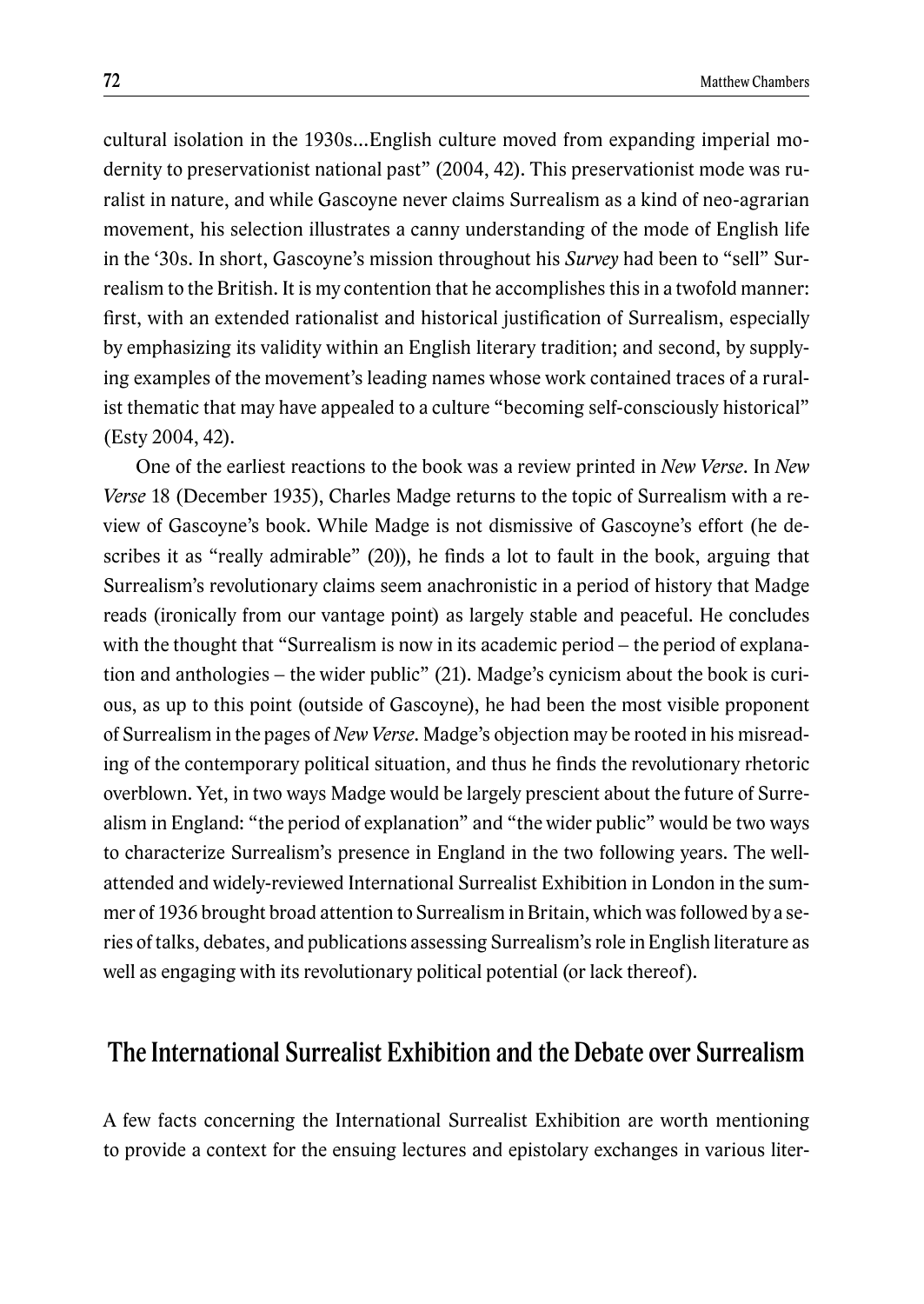cultural isolation in the 1930s...English culture moved from expanding imperial modernity to preservationist national past" (2004, 42). This preservationist mode was ruralist in nature, and while Gascoyne never claims Surrealism as a kind of neo-agrarian movement, his selection illustrates a canny understanding of the mode of English life in the '30s. In short, Gascoyne's mission throughout his *Survey* had been to "sell" Surrealism to the British. It is my contention that he accomplishes this in a twofold manner: first, with an extended rationalist and historical justification of Surrealism, especially by emphasizing its validity within an English literary tradition; and second, by supplying examples of the movement's leading names whose work contained traces of a ruralist thematic that may have appealed to a culture "becoming self-consciously historical" (Esty 2004, 42).

One of the earliest reactions to the book was a review printed in *New Verse*. In *New Verse* 18 (December 1935), Charles Madge returns to the topic of Surrealism with a review of Gascoyne's book. While Madge is not dismissive of Gascoyne's effort (he describes it as "really admirable" (20)), he finds a lot to fault in the book, arguing that Surrealism's revolutionary claims seem anachronistic in a period of history that Madge reads (ironically from our vantage point) as largely stable and peaceful. He concludes with the thought that "Surrealism is now in its academic period – the period of explanation and anthologies – the wider public" (21). Madge's cynicism about the book is curious, as up to this point (outside of Gascoyne), he had been the most visible proponent of Surrealism in the pages of *New Verse*. Madge's objection may be rooted in his misreading of the contemporary political situation, and thus he finds the revolutionary rhetoric overblown. Yet, in two ways Madge would be largely prescient about the future of Surrealism in England: "the period of explanation" and "the wider public" would be two ways to characterize Surrealism's presence in England in the two following years. The well-attended and widely-reviewed International Surrealist Exhibition in London in the summer of 1936 brought broad attention to Surrealism in Britain, which was followed by a series of talks, debates, and publications assessing Surrealism's role in English literature as well as engaging with its revolutionary political potential (or lack thereof).

## The International Surrealist Exhibition and the Debate over Surrealism

A few facts concerning the International Surrealist Exhibition are worth mentioning to provide a context for the ensuing lectures and epistolary exchanges in various liter-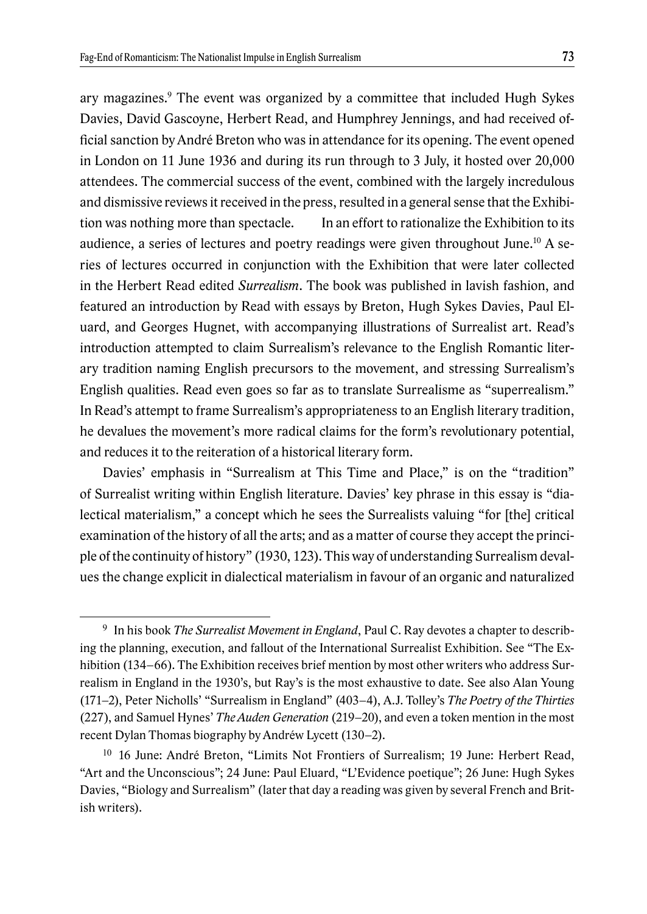ary magazines.[9] The event was organized by a committee that included Hugh Sykes Davies, David Gascoyne, Herbert Read, and Humphrey Jennings, and had received official sanction by André Breton who was in attendance for its opening. The event opened in London on 11 June 1936 and during its run through to 3 July, it hosted over 20,000 attendees. The commercial success of the event, combined with the largely incredulous and dismissive reviews it received in the press, resulted in a general sense that the Exhibition was nothing more than spectacle. In an effort to rationalize the Exhibition to its audience, a series of lectures and poetry readings were given throughout June.[10] A series of lectures occurred in conjunction with the Exhibition that were later collected in the Herbert Read edited *Surrealism*. The book was published in lavish fashion, and featured an introduction by Read with essays by Breton, Hugh Sykes Davies, Paul Eluard, and Georges Hugnet, with accompanying illustrations of Surrealist art. Read's introduction attempted to claim Surrealism's relevance to the English Romantic literary tradition naming English precursors to the movement, and stressing Surrealism's English qualities. Read even goes so far as to translate Surrealisme as "superrealism." In Read's attempt to frame Surrealism's appropriateness to an English literary tradition, he devalues the movement's more radical claims for the form's revolutionary potential, and reduces it to the reiteration of a historical literary form.

Davies' emphasis in "Surrealism at This Time and Place," is on the "tradition" of Surrealist writing within English literature. Davies' key phrase in this essay is "dialectical materialism," a concept which he sees the Surrealists valuing "for [the] critical examination of the history of all the arts; and as a matter of course they accept the principle of the continuity of history" (1930, 123). This way of understanding Surrealism devalues the change explicit in dialectical materialism in favour of an organic and naturalized

---

[9] In his book *The Surrealist Movement in England*, Paul C. Ray devotes a chapter to describing the planning, execution, and fallout of the International Surrealist Exhibition. See "The Exhibition (134–66). The Exhibition receives brief mention by most other writers who address Surrealism in England in the 1930's, but Ray's is the most exhaustive to date. See also Alan Young (171–2), Peter Nicholls' "Surrealism in England" (403–4), A.J. Tolley's *The Poetry of the Thirties* (227), and Samuel Hynes' *The Auden Generation* (219–20), and even a token mention in the most recent Dylan Thomas biography by Andréw Lycett (130–2).

[10] 16 June: André Breton, "Limits Not Frontiers of Surrealism; 19 June: Herbert Read, "Art and the Unconscious"; 24 June: Paul Eluard, "L'Evidence poetique"; 26 June: Hugh Sykes Davies, "Biology and Surrealism" (later that day a reading was given by several French and British writers).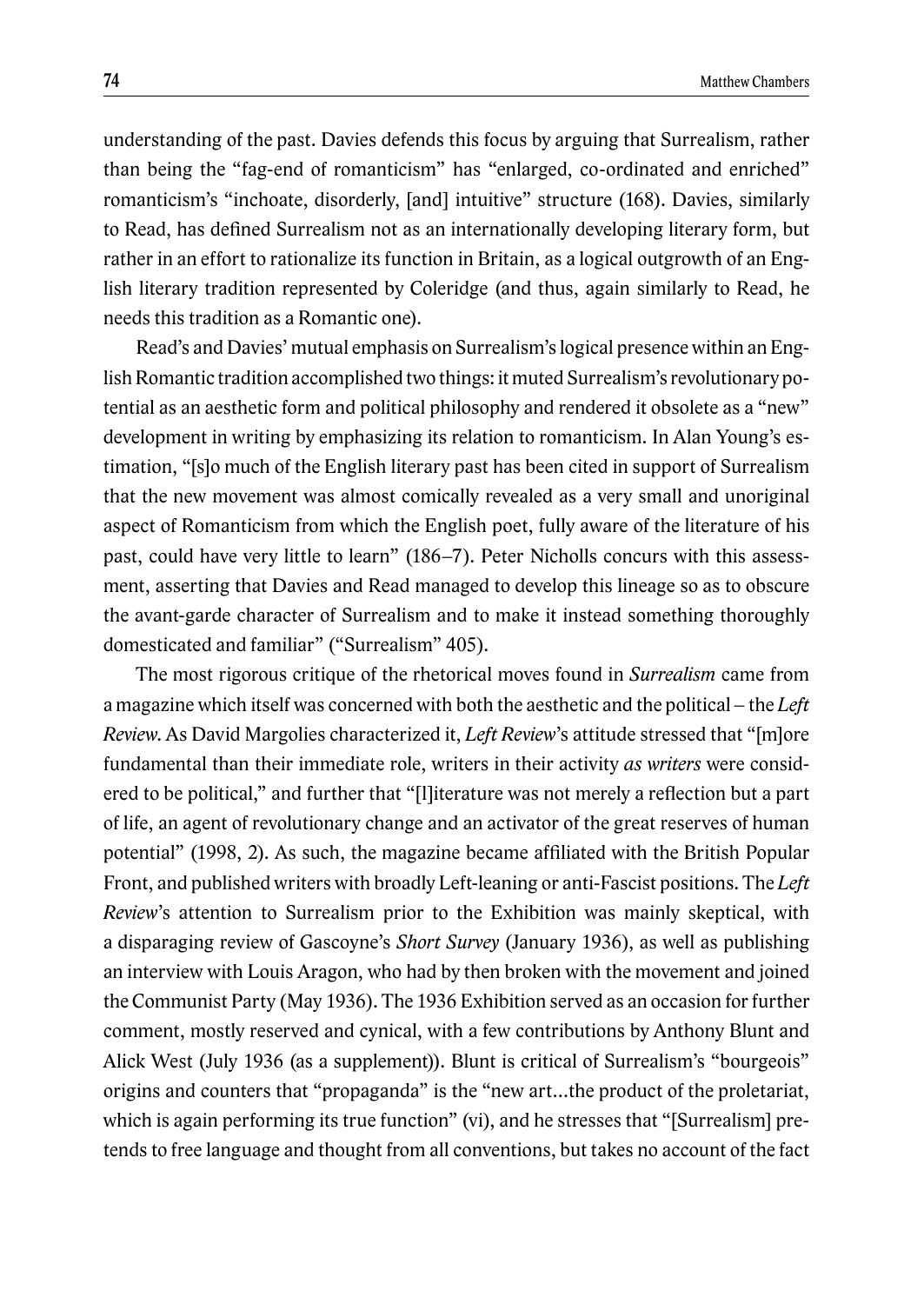understanding of the past. Davies defends this focus by arguing that Surrealism, rather than being the "fag-end of romanticism" has "enlarged, co-ordinated and enriched" romanticism's "inchoate, disorderly, [and] intuitive" structure (168). Davies, similarly to Read, has defined Surrealism not as an internationally developing literary form, but rather in an effort to rationalize its function in Britain, as a logical outgrowth of an English literary tradition represented by Coleridge (and thus, again similarly to Read, he needs this tradition as a Romantic one).

Read's and Davies' mutual emphasis on Surrealism's logical presence within an English Romantic tradition accomplished two things: it muted Surrealism's revolutionary potential as an aesthetic form and political philosophy and rendered it obsolete as a "new" development in writing by emphasizing its relation to romanticism. In Alan Young's estimation, "[s]o much of the English literary past has been cited in support of Surrealism that the new movement was almost comically revealed as a very small and unoriginal aspect of Romanticism from which the English poet, fully aware of the literature of his past, could have very little to learn" (186–7). Peter Nicholls concurs with this assessment, asserting that Davies and Read managed to develop this lineage so as to obscure the avant-garde character of Surrealism and to make it instead something thoroughly domesticated and familiar" ("Surrealism" 405).

The most rigorous critique of the rhetorical moves found in *Surrealism* came from a magazine which itself was concerned with both the aesthetic and the political – the *Left Review*. As David Margolies characterized it, *Left Review*'s attitude stressed that "[m]ore fundamental than their immediate role, writers in their activity *as writers* were considered to be political," and further that "[l]iterature was not merely a reflection but a part of life, an agent of revolutionary change and an activator of the great reserves of human potential" (1998, 2). As such, the magazine became affiliated with the British Popular Front, and published writers with broadly Left-leaning or anti-Fascist positions. The *Left Review*'s attention to Surrealism prior to the Exhibition was mainly skeptical, with a disparaging review of Gascoyne's *Short Survey* (January 1936), as well as publishing an interview with Louis Aragon, who had by then broken with the movement and joined the Communist Party (May 1936). The 1936 Exhibition served as an occasion for further comment, mostly reserved and cynical, with a few contributions by Anthony Blunt and Alick West (July 1936 (as a supplement)). Blunt is critical of Surrealism's "bourgeois" origins and counters that "propaganda" is the "new art…the product of the proletariat, which is again performing its true function" (vi), and he stresses that "[Surrealism] pretends to free language and thought from all conventions, but takes no account of the fact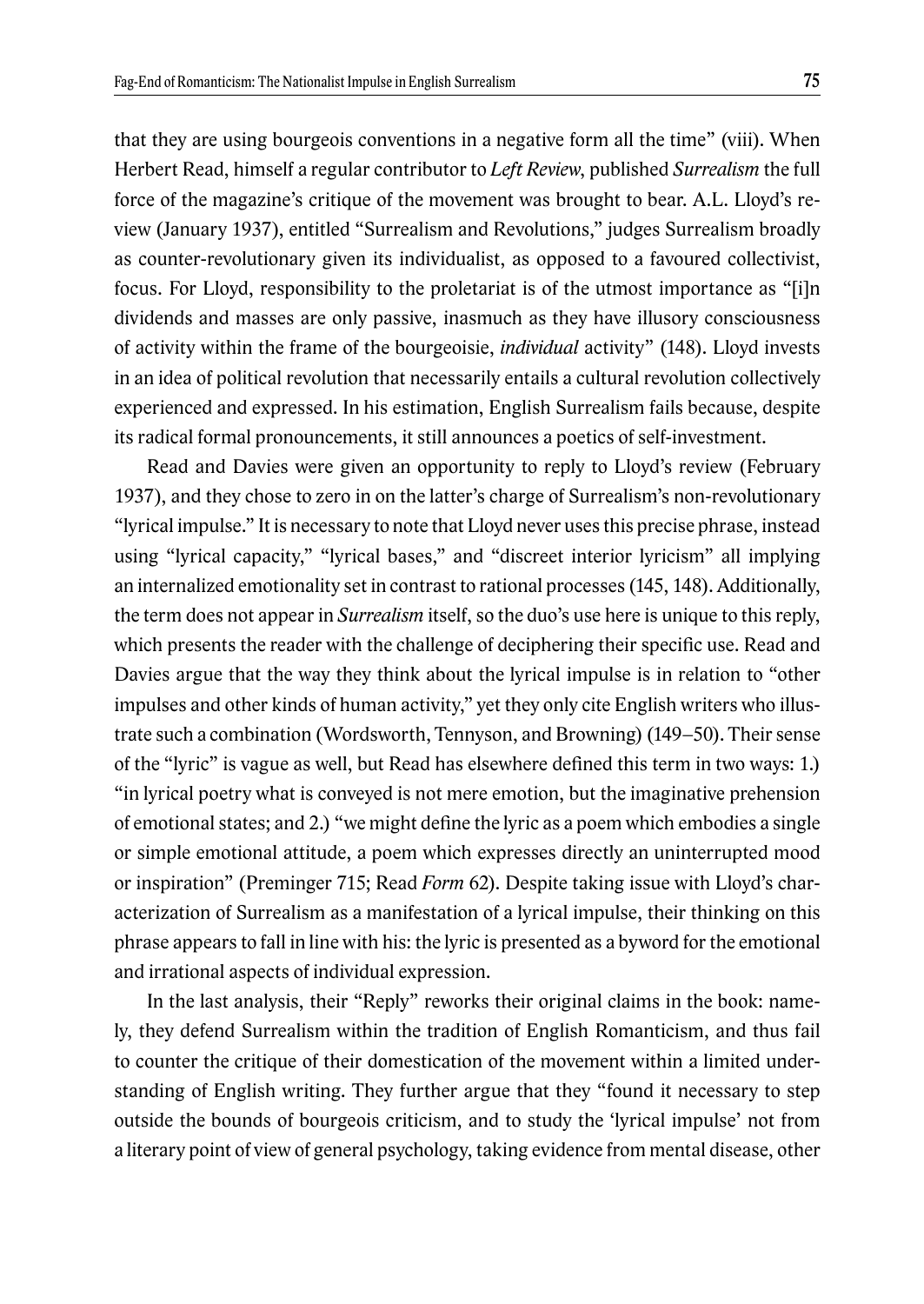that they are using bourgeois conventions in a negative form all the time" (viii). When Herbert Read, himself a regular contributor to *Left Review*, published *Surrealism* the full force of the magazine's critique of the movement was brought to bear. A.L. Lloyd's review (January 1937), entitled "Surrealism and Revolutions," judges Surrealism broadly as counter-revolutionary given its individualist, as opposed to a favoured collectivist, focus. For Lloyd, responsibility to the proletariat is of the utmost importance as "[i]n dividends and masses are only passive, inasmuch as they have illusory consciousness of activity within the frame of the bourgeoisie, *individual* activity" (148). Lloyd invests in an idea of political revolution that necessarily entails a cultural revolution collectively experienced and expressed. In his estimation, English Surrealism fails because, despite its radical formal pronouncements, it still announces a poetics of self-investment.

Read and Davies were given an opportunity to reply to Lloyd's review (February 1937), and they chose to zero in on the latter's charge of Surrealism's non-revolutionary "lyrical impulse." It is necessary to note that Lloyd never uses this precise phrase, instead using "lyrical capacity," "lyrical bases," and "discreet interior lyricism" all implying an internalized emotionality set in contrast to rational processes (145, 148). Additionally, the term does not appear in *Surrealism* itself, so the duo's use here is unique to this reply, which presents the reader with the challenge of deciphering their specific use. Read and Davies argue that the way they think about the lyrical impulse is in relation to "other impulses and other kinds of human activity," yet they only cite English writers who illustrate such a combination (Wordsworth, Tennyson, and Browning) (149–50). Their sense of the "lyric" is vague as well, but Read has elsewhere defined this term in two ways: 1.) "in lyrical poetry what is conveyed is not mere emotion, but the imaginative prehension of emotional states; and 2.) "we might define the lyric as a poem which embodies a single or simple emotional attitude, a poem which expresses directly an uninterrupted mood or inspiration" (Preminger 715; Read *Form* 62). Despite taking issue with Lloyd's characterization of Surrealism as a manifestation of a lyrical impulse, their thinking on this phrase appears to fall in line with his: the lyric is presented as a byword for the emotional and irrational aspects of individual expression.

In the last analysis, their "Reply" reworks their original claims in the book: namely, they defend Surrealism within the tradition of English Romanticism, and thus fail to counter the critique of their domestication of the movement within a limited understanding of English writing. They further argue that they "found it necessary to step outside the bounds of bourgeois criticism, and to study the 'lyrical impulse' not from a literary point of view of general psychology, taking evidence from mental disease, other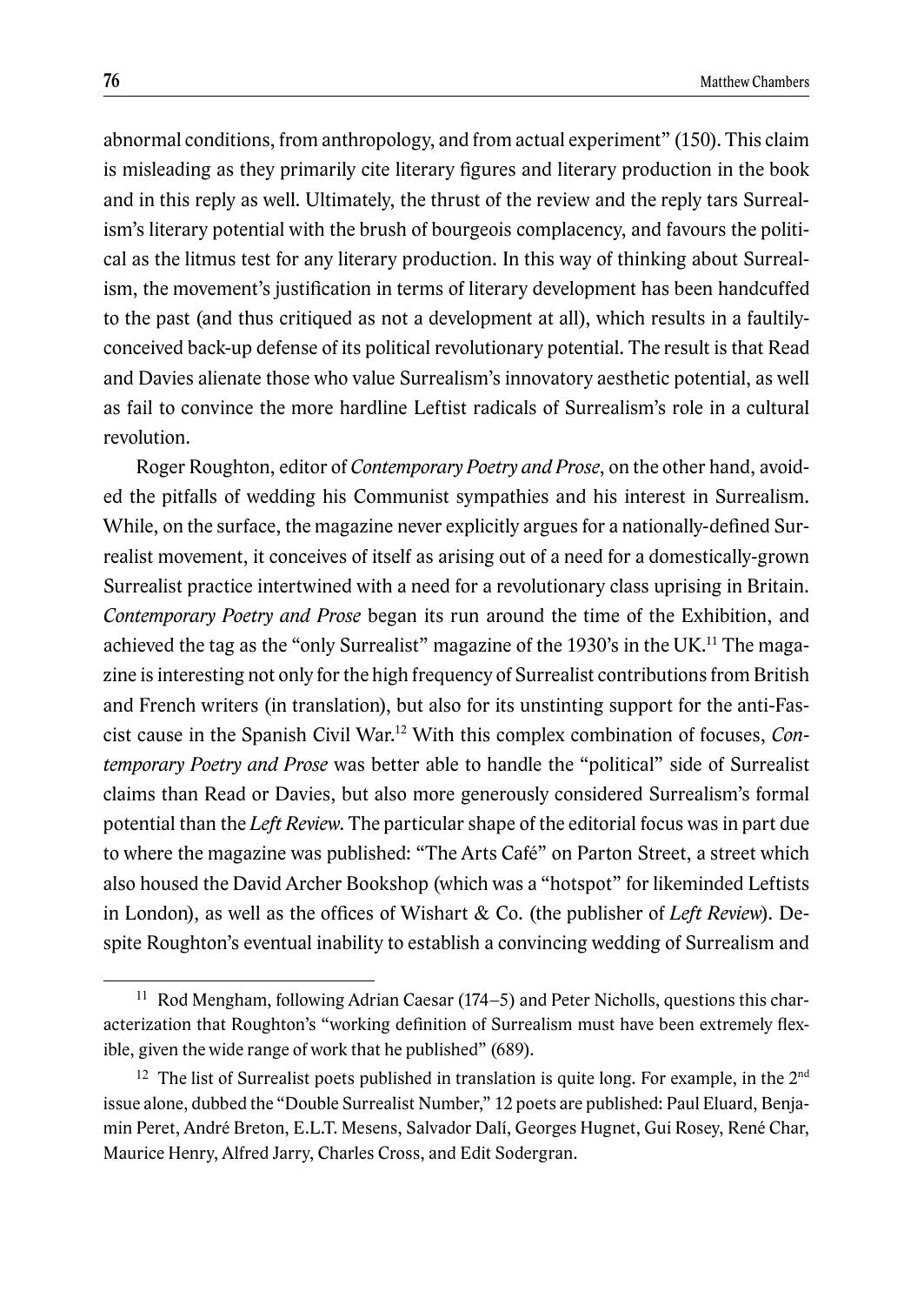abnormal conditions, from anthropology, and from actual experiment" (150). This claim is misleading as they primarily cite literary figures and literary production in the book and in this reply as well. Ultimately, the thrust of the review and the reply tars Surrealism's literary potential with the brush of bourgeois complacency, and favours the political as the litmus test for any literary production. In this way of thinking about Surrealism, the movement's justification in terms of literary development has been handcuffed to the past (and thus critiqued as not a development at all), which results in a faultily-conceived back-up defense of its political revolutionary potential. The result is that Read and Davies alienate those who value Surrealism's innovatory aesthetic potential, as well as fail to convince the more hardline Leftist radicals of Surrealism's role in a cultural revolution.

Roger Roughton, editor of *Contemporary Poetry and Prose*, on the other hand, avoided the pitfalls of wedding his Communist sympathies and his interest in Surrealism. While, on the surface, the magazine never explicitly argues for a nationally-defined Surrealist movement, it conceives of itself as arising out of a need for a domestically-grown Surrealist practice intertwined with a need for a revolutionary class uprising in Britain. *Contemporary Poetry and Prose* began its run around the time of the Exhibition, and achieved the tag as the "only Surrealist" magazine of the 1930's in the UK.[11] The magazine is interesting not only for the high frequency of Surrealist contributions from British and French writers (in translation), but also for its unstinting support for the anti-Fascist cause in the Spanish Civil War.[12] With this complex combination of focuses, *Contemporary Poetry and Prose* was better able to handle the "political" side of Surrealist claims than Read or Davies, but also more generously considered Surrealism's formal potential than the *Left Review*. The particular shape of the editorial focus was in part due to where the magazine was published: "The Arts Café" on Parton Street, a street which also housed the David Archer Bookshop (which was a "hotspot" for likeminded Leftists in London), as well as the offices of Wishart & Co. (the publisher of *Left Review*). Despite Roughton's eventual inability to establish a convincing wedding of Surrealism and

---

[11] Rod Mengham, following Adrian Caesar (174–5) and Peter Nicholls, questions this characterization that Roughton's "working definition of Surrealism must have been extremely flexible, given the wide range of work that he published" (689).

[12] The list of Surrealist poets published in translation is quite long. For example, in the 2nd issue alone, dubbed the "Double Surrealist Number," 12 poets are published: Paul Eluard, Benjamin Peret, André Breton, E.L.T. Mesens, Salvador Dalí, Georges Hugnet, Gui Rosey, René Char, Maurice Henry, Alfred Jarry, Charles Cross, and Edit Sodergran.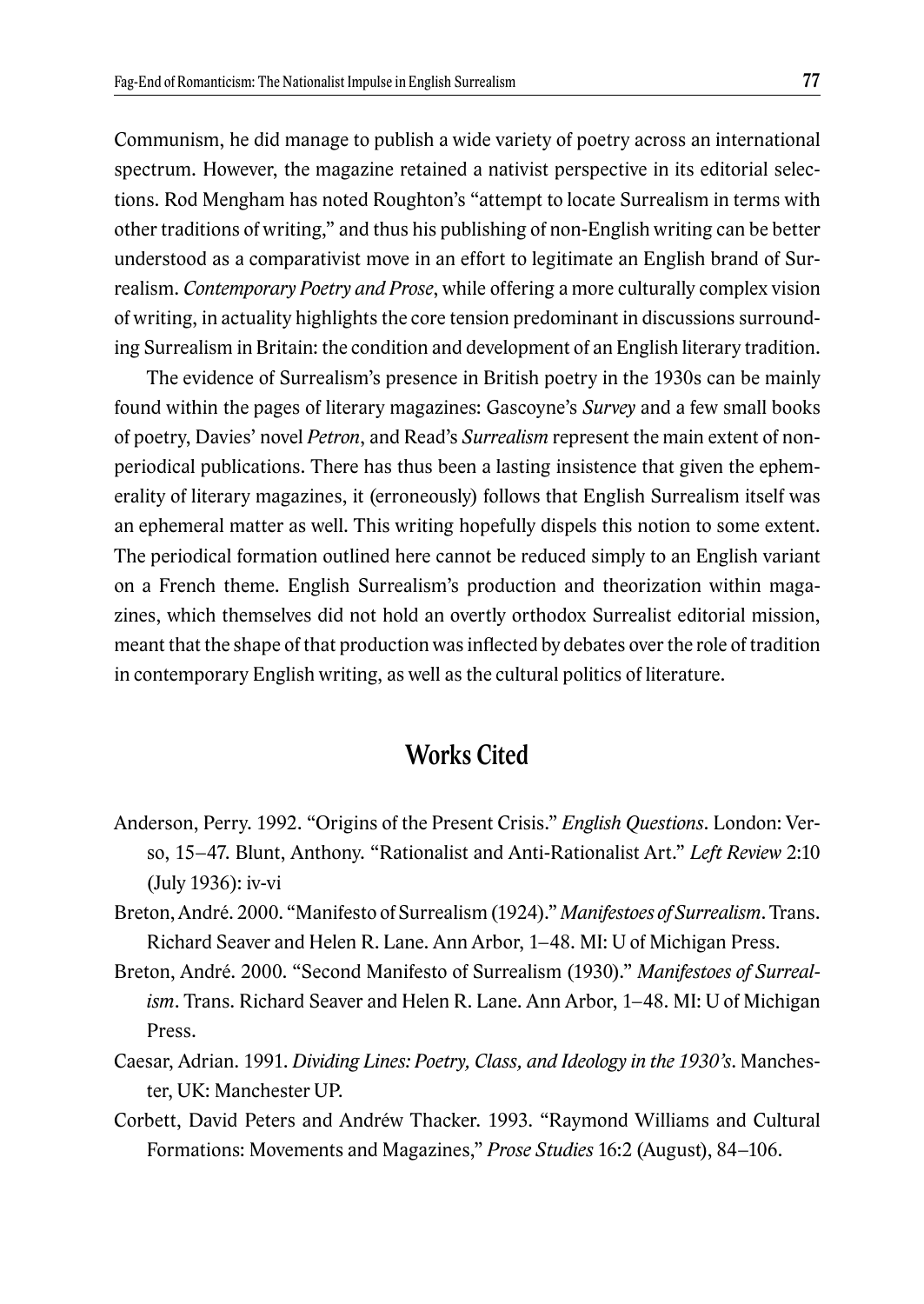Communism, he did manage to publish a wide variety of poetry across an international spectrum. However, the magazine retained a nativist perspective in its editorial selections. Rod Mengham has noted Roughton's "attempt to locate Surrealism in terms with other traditions of writing," and thus his publishing of non-English writing can be better understood as a comparativist move in an effort to legitimate an English brand of Surrealism. *Contemporary Poetry and Prose*, while offering a more culturally complex vision of writing, in actuality highlights the core tension predominant in discussions surrounding Surrealism in Britain: the condition and development of an English literary tradition.

The evidence of Surrealism's presence in British poetry in the 1930s can be mainly found within the pages of literary magazines: Gascoyne's *Survey* and a few small books of poetry, Davies' novel *Petron*, and Read's *Surrealism* represent the main extent of non-periodical publications. There has thus been a lasting insistence that given the ephemerality of literary magazines, it (erroneously) follows that English Surrealism itself was an ephemeral matter as well. This writing hopefully dispels this notion to some extent. The periodical formation outlined here cannot be reduced simply to an English variant on a French theme. English Surrealism's production and theorization within magazines, which themselves did not hold an overtly orthodox Surrealist editorial mission, meant that the shape of that production was inflected by debates over the role of tradition in contemporary English writing, as well as the cultural politics of literature.

## Works Cited

Anderson, Perry. 1992. "Origins of the Present Crisis." *English Questions*. London: Verso, 15–47. Blunt, Anthony. "Rationalist and Anti-Rationalist Art." *Left Review* 2:10 (July 1936): iv-vi

Breton, André. 2000. "Manifesto of Surrealism (1924)." *Manifestoes of Surrealism*. Trans. Richard Seaver and Helen R. Lane. Ann Arbor, 1–48. MI: U of Michigan Press.

Breton, André. 2000. "Second Manifesto of Surrealism (1930)." *Manifestoes of Surrealism*. Trans. Richard Seaver and Helen R. Lane. Ann Arbor, 1–48. MI: U of Michigan Press.

Caesar, Adrian. 1991. *Dividing Lines: Poetry, Class, and Ideology in the 1930's*. Manchester, UK: Manchester UP.

Corbett, David Peters and Andréw Thacker. 1993. "Raymond Williams and Cultural Formations: Movements and Magazines," *Prose Studies* 16:2 (August), 84–106.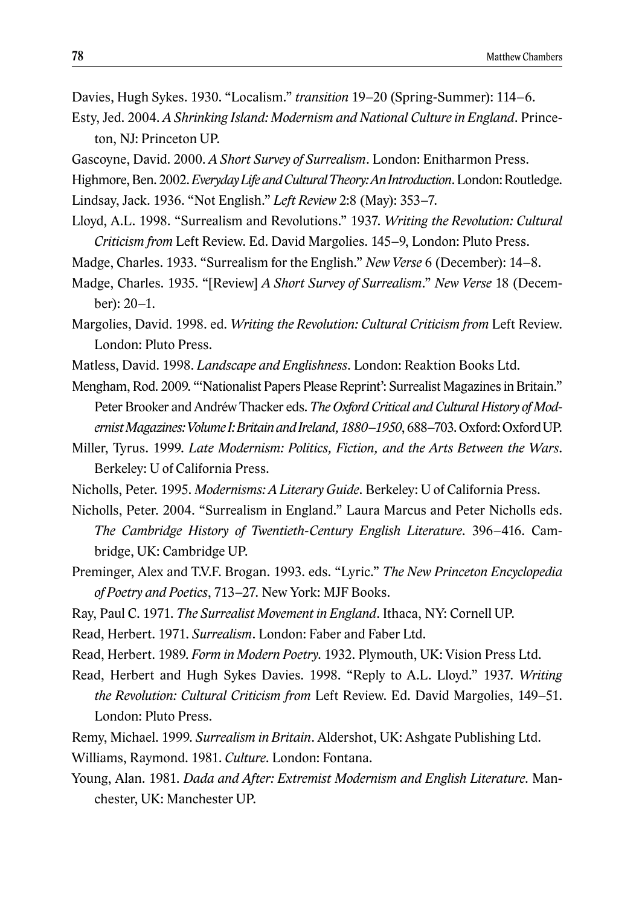Davies, Hugh Sykes. 1930. "Localism." *transition* 19–20 (Spring-Summer): 114–6.

Esty, Jed. 2004. *A Shrinking Island: Modernism and National Culture in England*. Princeton, NJ: Princeton UP.

Gascoyne, David. 2000. *A Short Survey of Surrealism*. London: Enitharmon Press.

Highmore, Ben. 2002. *Everyday Life and Cultural Theory: An Introduction*. London: Routledge.

Lindsay, Jack. 1936. "Not English." *Left Review* 2:8 (May): 353–7.

Lloyd, A.L. 1998. "Surrealism and Revolutions." 1937. *Writing the Revolution: Cultural Criticism from* Left Review. Ed. David Margolies. 145–9, London: Pluto Press.

Madge, Charles. 1933. "Surrealism for the English." *New Verse* 6 (December): 14–8.

Madge, Charles. 1935. "[Review] *A Short Survey of Surrealism*." *New Verse* 18 (December): 20–1.

Margolies, David. 1998. ed. *Writing the Revolution: Cultural Criticism from* Left Review. London: Pluto Press.

Matless, David. 1998. *Landscape and Englishness*. London: Reaktion Books Ltd.

Mengham, Rod. 2009. "'Nationalist Papers Please Reprint': Surrealist Magazines in Britain." Peter Brooker and Andréw Thacker eds. *The Oxford Critical and Cultural History of Modernist Magazines: Volume I: Britain and Ireland, 1880–1950*, 688–703. Oxford: Oxford UP.

Miller, Tyrus. 1999. *Late Modernism: Politics, Fiction, and the Arts Between the Wars*. Berkeley: U of California Press.

Nicholls, Peter. 1995. *Modernisms: A Literary Guide*. Berkeley: U of California Press.

Nicholls, Peter. 2004. "Surrealism in England." Laura Marcus and Peter Nicholls eds. *The Cambridge History of Twentieth-Century English Literature*. 396–416. Cambridge, UK: Cambridge UP.

Preminger, Alex and T.V.F. Brogan. 1993. eds. "Lyric." *The New Princeton Encyclopedia of Poetry and Poetics*, 713–27. New York: MJF Books.

Ray, Paul C. 1971. *The Surrealist Movement in England*. Ithaca, NY: Cornell UP.

Read, Herbert. 1971. *Surrealism*. London: Faber and Faber Ltd.

Read, Herbert. 1989. *Form in Modern Poetry*. 1932. Plymouth, UK: Vision Press Ltd.

Read, Herbert and Hugh Sykes Davies. 1998. "Reply to A.L. Lloyd." 1937. *Writing the Revolution: Cultural Criticism from* Left Review. Ed. David Margolies, 149–51. London: Pluto Press.

Remy, Michael. 1999. *Surrealism in Britain*. Aldershot, UK: Ashgate Publishing Ltd.

Williams, Raymond. 1981. *Culture*. London: Fontana.

Young, Alan. 1981. *Dada and After: Extremist Modernism and English Literature*. Manchester, UK: Manchester UP.